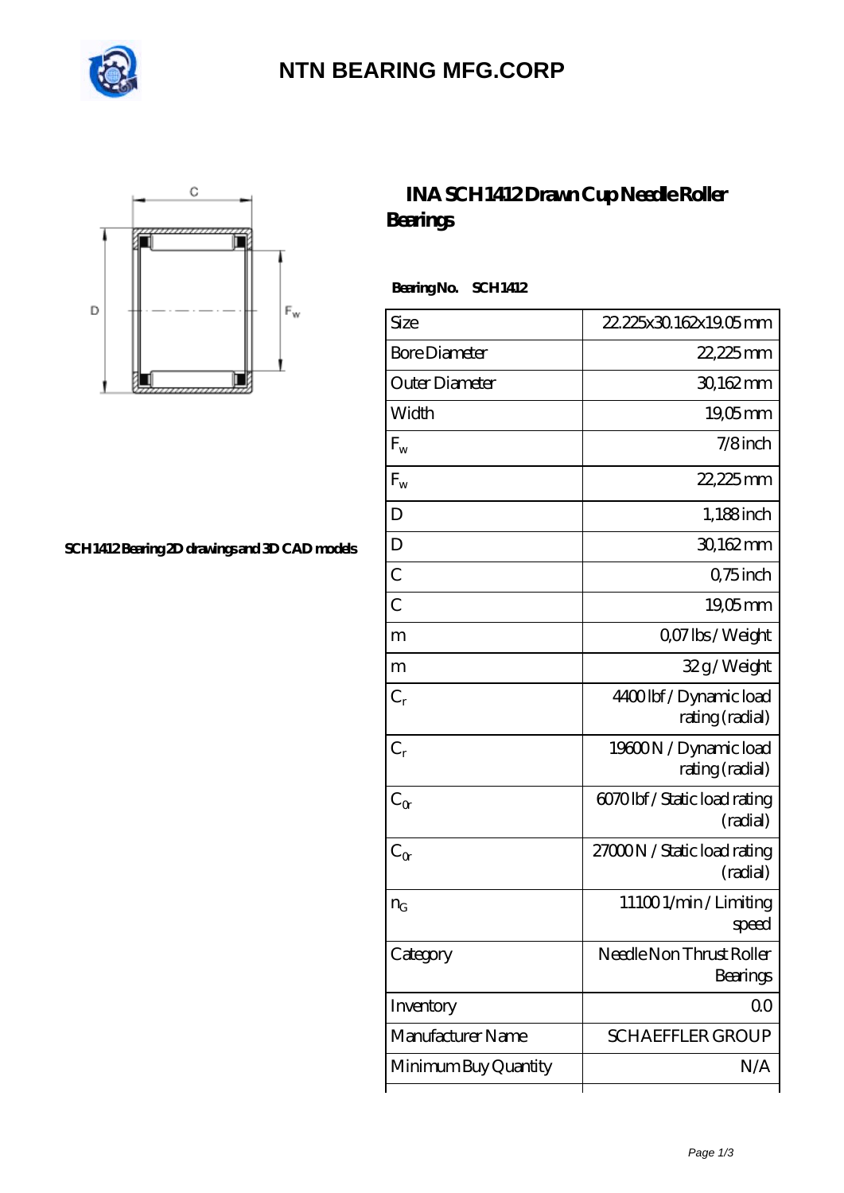# NTN BEARING MFG.CORP

## INA SCH1412 Drawn Cup Needle Roller Bearings

SCH1412 Bearing 2D drawings and 3D CAD models

**Bearing No. SCH1412**

| | |
|---|---|
| Size | 22.225x30.162x19.05 mm |
| Bore Diameter | 22,225 mm |
| Outer Diameter | 30,162 mm |
| Width | 19,05 mm |
| $F_w$ | 7/8 inch |
| $F_w$ | 22,225 mm |
| D | 1,188 inch |
| D | 30,162 mm |
| C | 0,75 inch |
| C | 19,05 mm |
| m | 0,07 lbs / Weight |
| m | 32 g / Weight |
| $C_r$ | 4400 lbf / Dynamic load rating (radial) |
| $C_r$ | 19600 N / Dynamic load rating (radial) |
| $C_{0r}$ | 6070 lbf / Static load rating (radial) |
| $C_{0r}$ | 27000 N / Static load rating (radial) |
| $n_G$ | 11100 1/min / Limiting speed |
| Category | Needle Non Thrust Roller Bearings |
| Inventory | 0.0 |
| Manufacturer Name | SCHAEFFLER GROUP |
| Minimum Buy Quantity | N/A |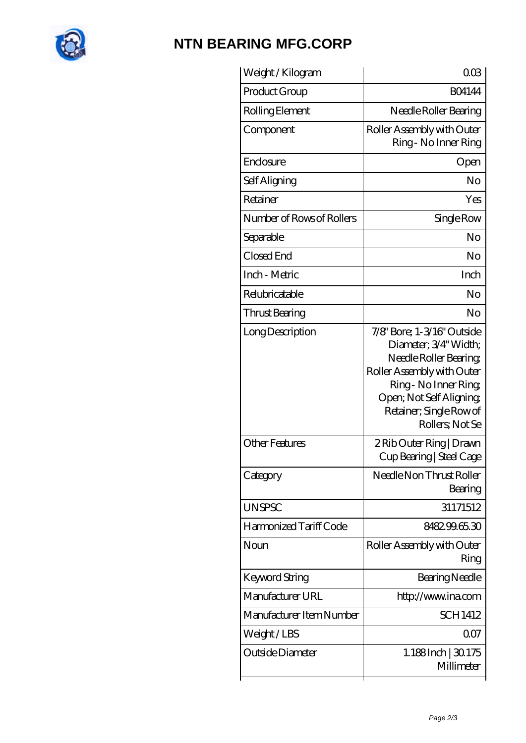# NTN BEARING MFG.CORP

| Weight / Kilogram | 0.03 |
|---|---|
| Product Group | B04144 |
| Rolling Element | Needle Roller Bearing |
| Component | Roller Assembly with Outer Ring - No Inner Ring |
| Enclosure | Open |
| Self Aligning | No |
| Retainer | Yes |
| Number of Rows of Rollers | Single Row |
| Separable | No |
| Closed End | No |
| Inch - Metric | Inch |
| Relubricatable | No |
| Thrust Bearing | No |
| Long Description | 7/8" Bore; 1-3/16" Outside Diameter; 3/4" Width; Needle Roller Bearing; Roller Assembly with Outer Ring - No Inner Ring; Open; Not Self Aligning; Retainer; Single Row of Rollers; Not Se |
| Other Features | 2 Rib Outer Ring \| Drawn Cup Bearing \| Steel Cage |
| Category | Needle Non Thrust Roller Bearing |
| UNSPSC | 31171512 |
| Harmonized Tariff Code | 8482.99.65.30 |
| Noun | Roller Assembly with Outer Ring |
| Keyword String | Bearing Needle |
| Manufacturer URL | http://www.ina.com |
| Manufacturer Item Number | SCH1412 |
| Weight / LBS | 0.07 |
| Outside Diameter | 1.188 Inch \| 30.175 Millimeter |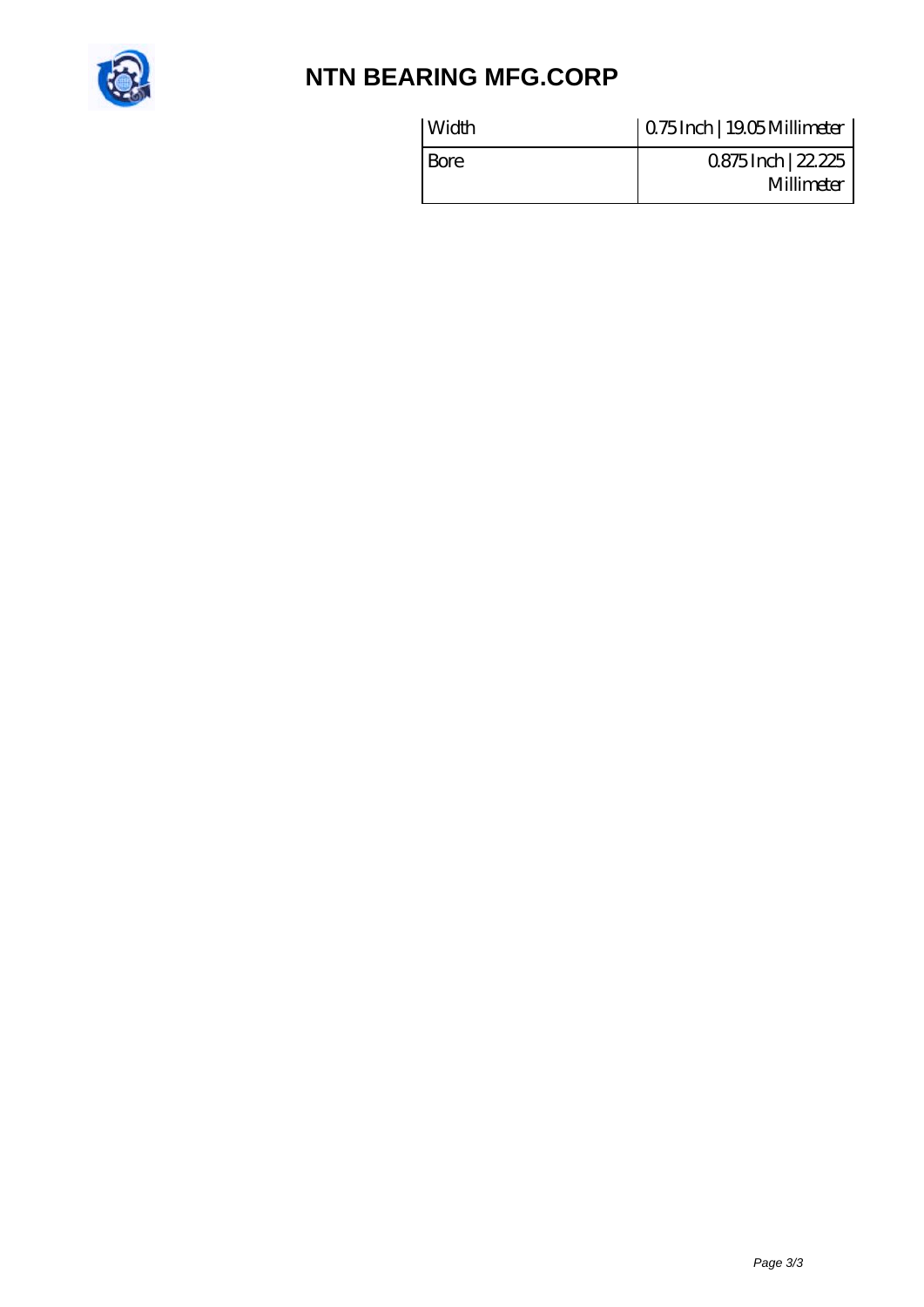| | |
|---|---|
| Width | 0.75 Inch \| 19.05 Millimeter |
| Bore | 0.875 Inch \| 22.225 Millimeter |